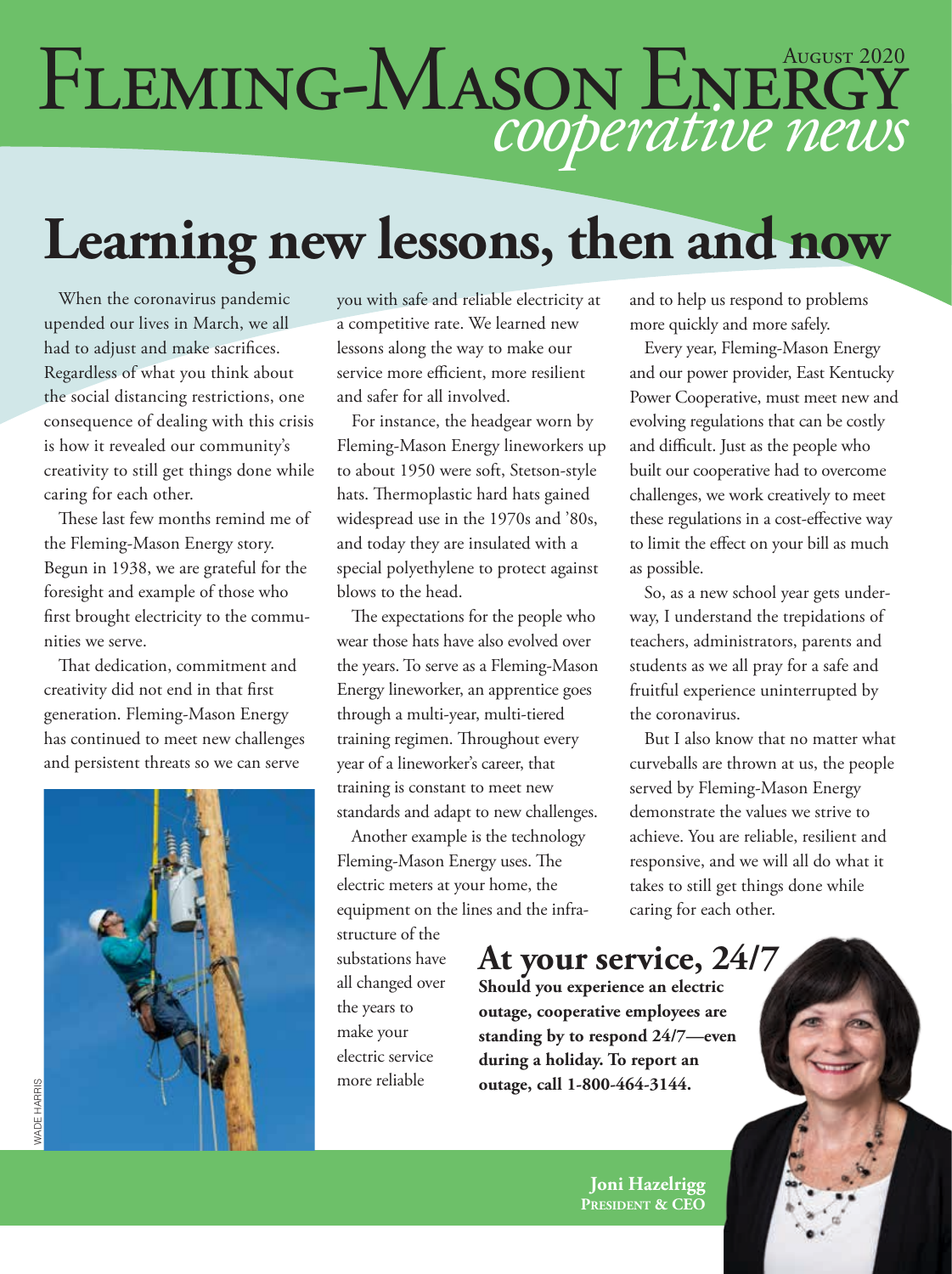# Fleming-Mason Energy *cooperative news*

August 2020

# Learning new lessons, then and now

When the coronavirus pandemic upended our lives in March, we all had to adjust and make sacrifices. Regardless of what you think about the social distancing restrictions, one consequence of dealing with this crisis is how it revealed our community's creativity to still get things done while caring for each other.

These last few months remind me of the Fleming-Mason Energy story. Begun in 1938, we are grateful for the foresight and example of those who first brought electricity to the communities we serve.

That dedication, commitment and creativity did not end in that first generation. Fleming-Mason Energy has continued to meet new challenges and persistent threats so we can serve you with safe and reliable electricity at a competitive rate. We learned new lessons along the way to make our service more efficient, more resilient and safer for all involved.

For instance, the headgear worn by Fleming-Mason Energy lineworkers up to about 1950 were soft, Stetson-style hats. Thermoplastic hard hats gained widespread use in the 1970s and '80s, and today they are insulated with a special polyethylene to protect against blows to the head.

The expectations for the people who wear those hats have also evolved over the years. To serve as a Fleming-Mason Energy lineworker, an apprentice goes through a multi-year, multi-tiered training regimen. Throughout every year of a lineworker's career, that training is constant to meet new standards and adapt to new challenges.

Another example is the technology Fleming-Mason Energy uses. The electric meters at your home, the equipment on the lines and the infrastructure of the substations have all changed over the years to make your electric service more reliable and to help us respond to problems more quickly and more safely.

Every year, Fleming-Mason Energy and our power provider, East Kentucky Power Cooperative, must meet new and evolving regulations that can be costly and difficult. Just as the people who built our cooperative had to overcome challenges, we work creatively to meet these regulations in a cost-effective way to limit the effect on your bill as much as possible.

So, as a new school year gets underway, I understand the trepidations of teachers, administrators, parents and students as we all pray for a safe and fruitful experience uninterrupted by the coronavirus.

But I also know that no matter what curveballs are thrown at us, the people served by Fleming-Mason Energy demonstrate the values we strive to achieve. You are reliable, resilient and responsive, and we will all do what it takes to still get things done while caring for each other.

**Joni Hazelrigg**
**President & CEO**

WADE HARRIS

## At your service, 24/7

**Should you experience an electric outage, cooperative employees are standing by to respond 24/7—even during a holiday. To report an outage, call 1-800-464-3144.**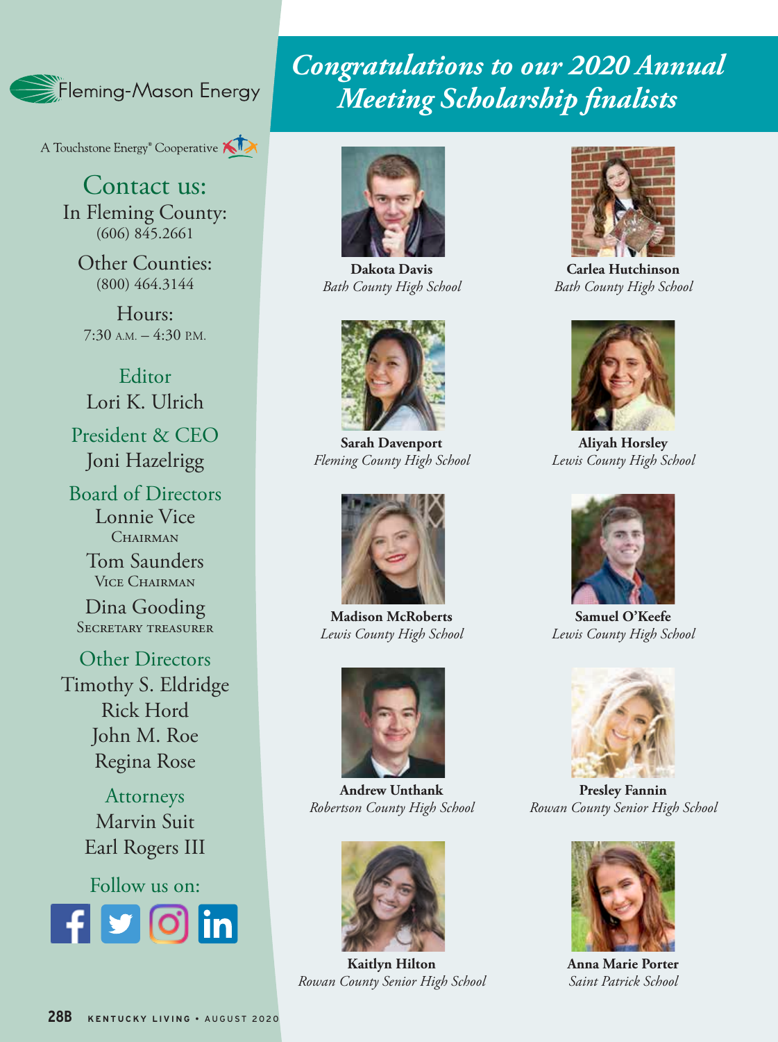Fleming-Mason Energy

A Touchstone Energy® Cooperative

## Contact us:

In Fleming County:
(606) 845.2661

Other Counties:
(800) 464.3144

Hours:
7:30 A.M. – 4:30 P.M.

**Editor**
Lori K. Ulrich

**President & CEO**
Joni Hazelrigg

**Board of Directors**
Lonnie Vice
CHAIRMAN

Tom Saunders
VICE CHAIRMAN

Dina Gooding
SECRETARY TREASURER

**Other Directors**
Timothy S. Eldridge
Rick Hord
John M. Roe
Regina Rose

**Attorneys**
Marvin Suit
Earl Rogers III

Follow us on:

# *Congratulations to our 2020 Annual Meeting Scholarship finalists*

**Dakota Davis**
*Bath County High School*

**Carlea Hutchinson**
*Bath County High School*

**Sarah Davenport**
*Fleming County High School*

**Aliyah Horsley**
*Lewis County High School*

**Madison McRoberts**
*Lewis County High School*

**Samuel O'Keefe**
*Lewis County High School*

**Andrew Unthank**
*Robertson County High School*

**Presley Fannin**
*Rowan County Senior High School*

**Kaitlyn Hilton**
*Rowan County Senior High School*

**Anna Marie Porter**
*Saint Patrick School*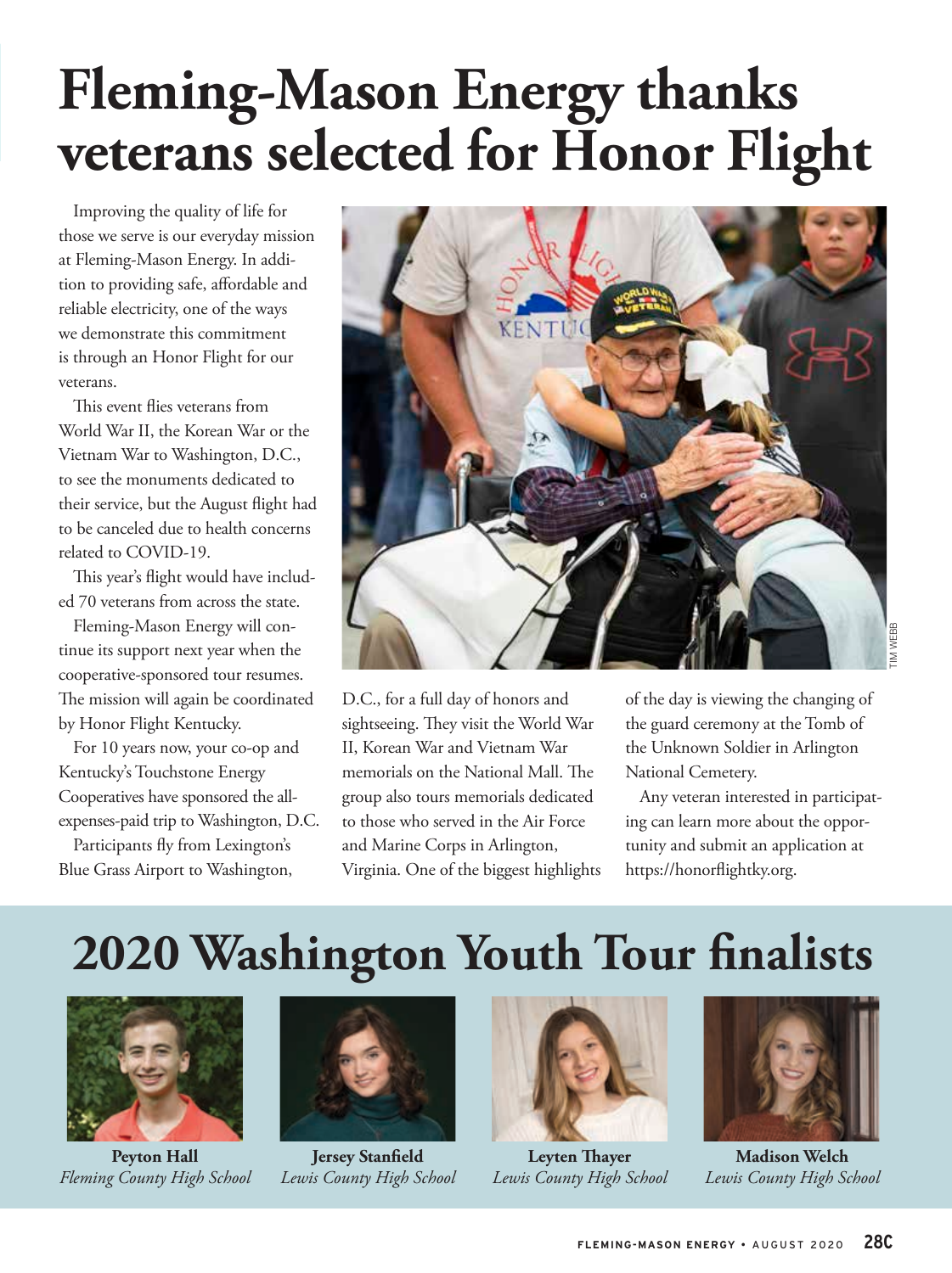# Fleming-Mason Energy thanks veterans selected for Honor Flight

Improving the quality of life for those we serve is our everyday mission at Fleming-Mason Energy. In addition to providing safe, affordable and reliable electricity, one of the ways we demonstrate this commitment is through an Honor Flight for our veterans.

This event flies veterans from World War II, the Korean War or the Vietnam War to Washington, D.C., to see the monuments dedicated to their service, but the August flight had to be canceled due to health concerns related to COVID-19.

This year's flight would have included 70 veterans from across the state.

Fleming-Mason Energy will continue its support next year when the cooperative-sponsored tour resumes. The mission will again be coordinated by Honor Flight Kentucky.

For 10 years now, your co-op and Kentucky's Touchstone Energy Cooperatives have sponsored the all-expenses-paid trip to Washington, D.C.

Participants fly from Lexington's Blue Grass Airport to Washington, D.C., for a full day of honors and sightseeing. They visit the World War II, Korean War and Vietnam War memorials on the National Mall. The group also tours memorials dedicated to those who served in the Air Force and Marine Corps in Arlington, Virginia. One of the biggest highlights of the day is viewing the changing of the guard ceremony at the Tomb of the Unknown Soldier in Arlington National Cemetery.

Any veteran interested in participating can learn more about the opportunity and submit an application at https://honorflightky.org.

TIM WEBB

## 2020 Washington Youth Tour finalists

**Peyton Hall**
*Fleming County High School*

**Jersey Stanfield**
*Lewis County High School*

**Leyten Thayer**
*Lewis County High School*

**Madison Welch**
*Lewis County High School*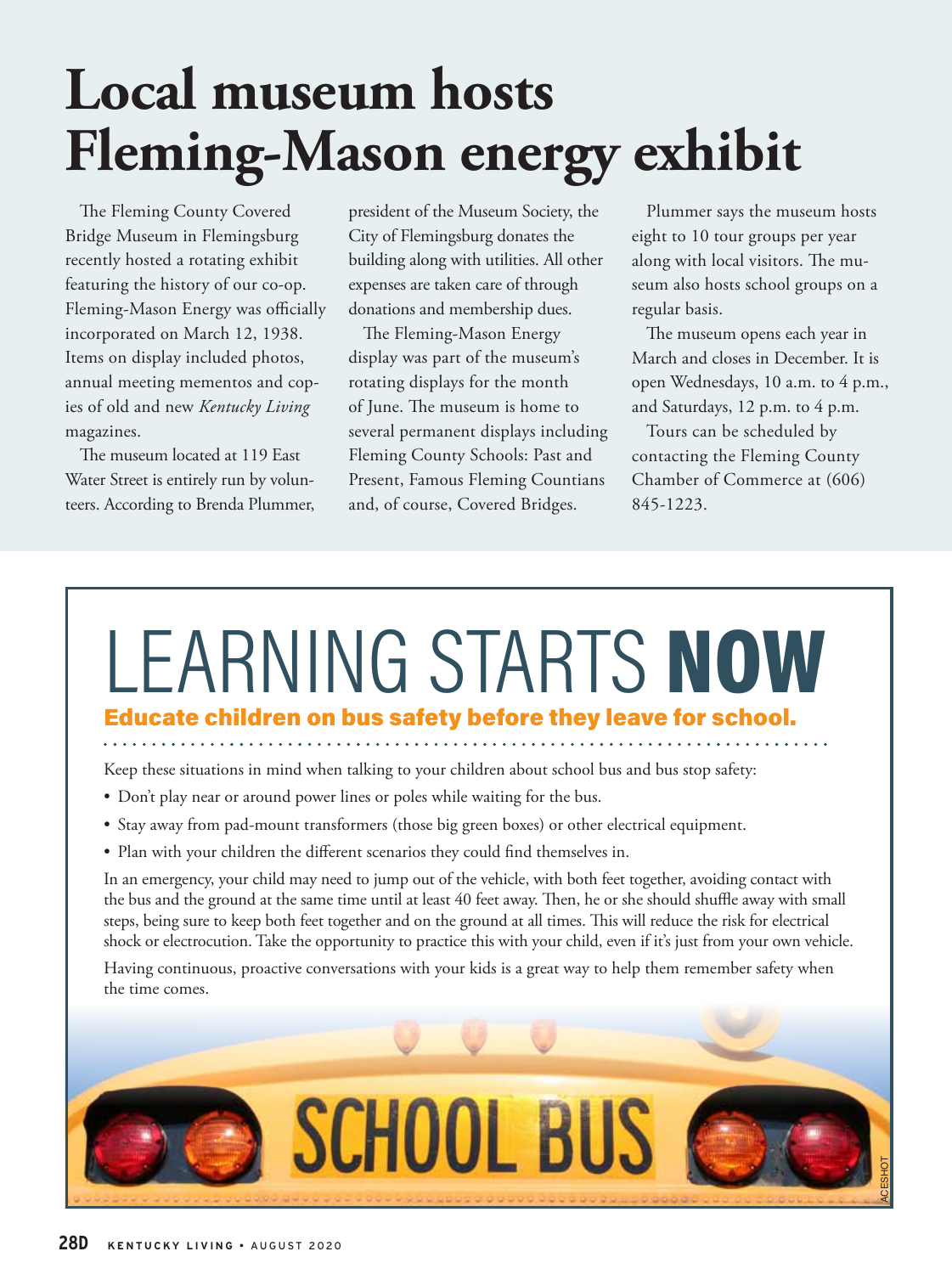# Local museum hosts Fleming-Mason energy exhibit

The Fleming County Covered Bridge Museum in Flemingsburg recently hosted a rotating exhibit featuring the history of our co-op. Fleming-Mason Energy was officially incorporated on March 12, 1938. Items on display included photos, annual meeting mementos and copies of old and new *Kentucky Living* magazines.

The museum located at 119 East Water Street is entirely run by volunteers. According to Brenda Plummer, president of the Museum Society, the City of Flemingsburg donates the building along with utilities. All other expenses are taken care of through donations and membership dues.

The Fleming-Mason Energy display was part of the museum's rotating displays for the month of June. The museum is home to several permanent displays including Fleming County Schools: Past and Present, Famous Fleming Countians and, of course, Covered Bridges.

Plummer says the museum hosts eight to 10 tour groups per year along with local visitors. The museum also hosts school groups on a regular basis.

The museum opens each year in March and closes in December. It is open Wednesdays, 10 a.m. to 4 p.m., and Saturdays, 12 p.m. to 4 p.m.

Tours can be scheduled by contacting the Fleming County Chamber of Commerce at (606) 845-1223.

# LEARNING STARTS **NOW**

## Educate children on bus safety before they leave for school.

Keep these situations in mind when talking to your children about school bus and bus stop safety:

- Don't play near or around power lines or poles while waiting for the bus.
- Stay away from pad-mount transformers (those big green boxes) or other electrical equipment.
- Plan with your children the different scenarios they could find themselves in.

In an emergency, your child may need to jump out of the vehicle, with both feet together, avoiding contact with the bus and the ground at the same time until at least 40 feet away. Then, he or she should shuffle away with small steps, being sure to keep both feet together and on the ground at all times. This will reduce the risk for electrical shock or electrocution. Take the opportunity to practice this with your child, even if it's just from your own vehicle.

Having continuous, proactive conversations with your kids is a great way to help them remember safety when the time comes.

SCHOOL BUS

ACESHOT